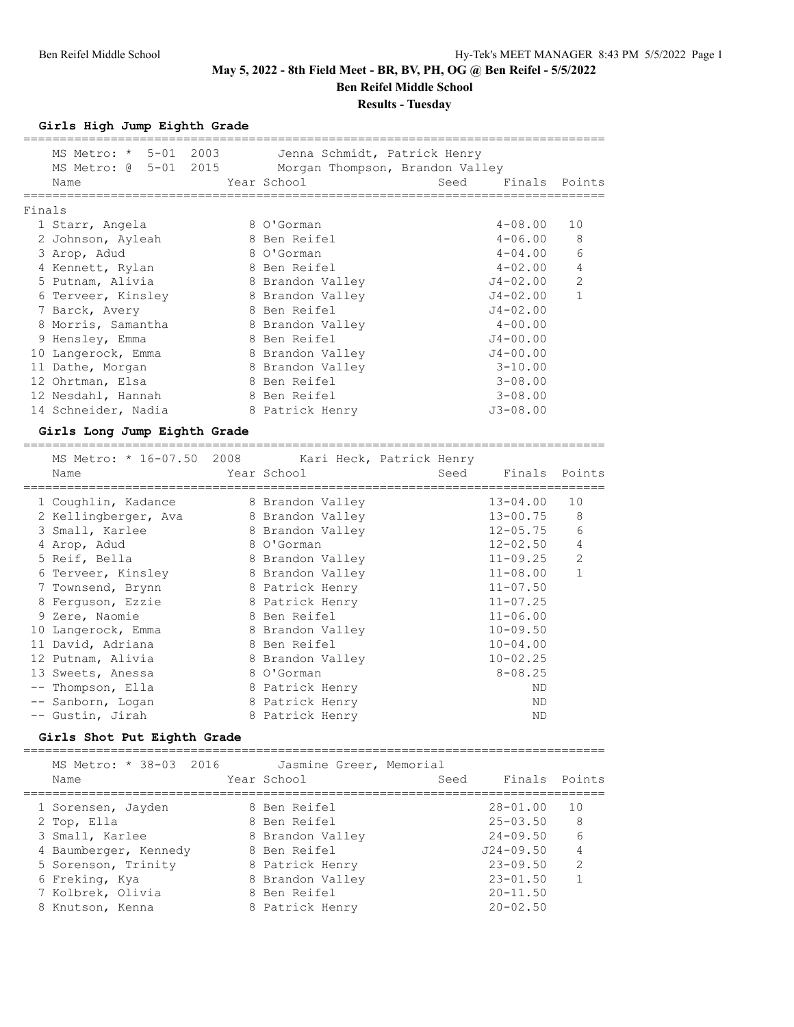# May 5, 2022 - 8th Field Meet - BR, BV, PH, OG @ Ben Reifel - 5/5/2022

## Ben Reifel Middle School

### Results - Tuesday

### Girls High Jump Eighth Grade

MS Metro: * 5-01 2003 Jenna Schmidt, Patrick Henry
MS Metro: @ 5-01 2015 Morgan Thompson, Brandon Valley

**Finals**

| Place | Name | Year | School | Seed | Finals | Points |
|---|---|---|---|---|---|---|
| 1 | Starr, Angela | 8 | O'Gorman | | 4-08.00 | 10 |
| 2 | Johnson, Ayleah | 8 | Ben Reifel | | 4-06.00 | 8 |
| 3 | Arop, Adud | 8 | O'Gorman | | 4-04.00 | 6 |
| 4 | Kennett, Rylan | 8 | Ben Reifel | | 4-02.00 | 4 |
| 5 | Putnam, Alivia | 8 | Brandon Valley | | J4-02.00 | 2 |
| 6 | Terveer, Kinsley | 8 | Brandon Valley | | J4-02.00 | 1 |
| 7 | Barck, Avery | 8 | Ben Reifel | | J4-02.00 | |
| 8 | Morris, Samantha | 8 | Brandon Valley | | 4-00.00 | |
| 9 | Hensley, Emma | 8 | Ben Reifel | | J4-00.00 | |
| 10 | Langerock, Emma | 8 | Brandon Valley | | J4-00.00 | |
| 11 | Dathe, Morgan | 8 | Brandon Valley | | 3-10.00 | |
| 12 | Ohrtman, Elsa | 8 | Ben Reifel | | 3-08.00 | |
| 12 | Nesdahl, Hannah | 8 | Ben Reifel | | 3-08.00 | |
| 14 | Schneider, Nadia | 8 | Patrick Henry | | J3-08.00 | |

### Girls Long Jump Eighth Grade

MS Metro: * 16-07.50 2008 Kari Heck, Patrick Henry

| Place | Name | Year | School | Seed | Finals | Points |
|---|---|---|---|---|---|---|
| 1 | Coughlin, Kadance | 8 | Brandon Valley | | 13-04.00 | 10 |
| 2 | Kellingberger, Ava | 8 | Brandon Valley | | 13-00.75 | 8 |
| 3 | Small, Karlee | 8 | Brandon Valley | | 12-05.75 | 6 |
| 4 | Arop, Adud | 8 | O'Gorman | | 12-02.50 | 4 |
| 5 | Reif, Bella | 8 | Brandon Valley | | 11-09.25 | 2 |
| 6 | Terveer, Kinsley | 8 | Brandon Valley | | 11-08.00 | 1 |
| 7 | Townsend, Brynn | 8 | Patrick Henry | | 11-07.50 | |
| 8 | Ferguson, Ezzie | 8 | Patrick Henry | | 11-07.25 | |
| 9 | Zere, Naomie | 8 | Ben Reifel | | 11-06.00 | |
| 10 | Langerock, Emma | 8 | Brandon Valley | | 10-09.50 | |
| 11 | David, Adriana | 8 | Ben Reifel | | 10-04.00 | |
| 12 | Putnam, Alivia | 8 | Brandon Valley | | 10-02.25 | |
| 13 | Sweets, Anessa | 8 | O'Gorman | | 8-08.25 | |
| -- | Thompson, Ella | 8 | Patrick Henry | | ND | |
| -- | Sanborn, Logan | 8 | Patrick Henry | | ND | |
| -- | Gustin, Jirah | 8 | Patrick Henry | | ND | |

### Girls Shot Put Eighth Grade

MS Metro: * 38-03 2016 Jasmine Greer, Memorial

| Place | Name | Year | School | Seed | Finals | Points |
|---|---|---|---|---|---|---|
| 1 | Sorensen, Jayden | 8 | Ben Reifel | | 28-01.00 | 10 |
| 2 | Top, Ella | 8 | Ben Reifel | | 25-03.50 | 8 |
| 3 | Small, Karlee | 8 | Brandon Valley | | 24-09.50 | 6 |
| 4 | Baumberger, Kennedy | 8 | Ben Reifel | | J24-09.50 | 4 |
| 5 | Sorenson, Trinity | 8 | Patrick Henry | | 23-09.50 | 2 |
| 6 | Freking, Kya | 8 | Brandon Valley | | 23-01.50 | 1 |
| 7 | Kolbrek, Olivia | 8 | Ben Reifel | | 20-11.50 | |
| 8 | Knutson, Kenna | 8 | Patrick Henry | | 20-02.50 | |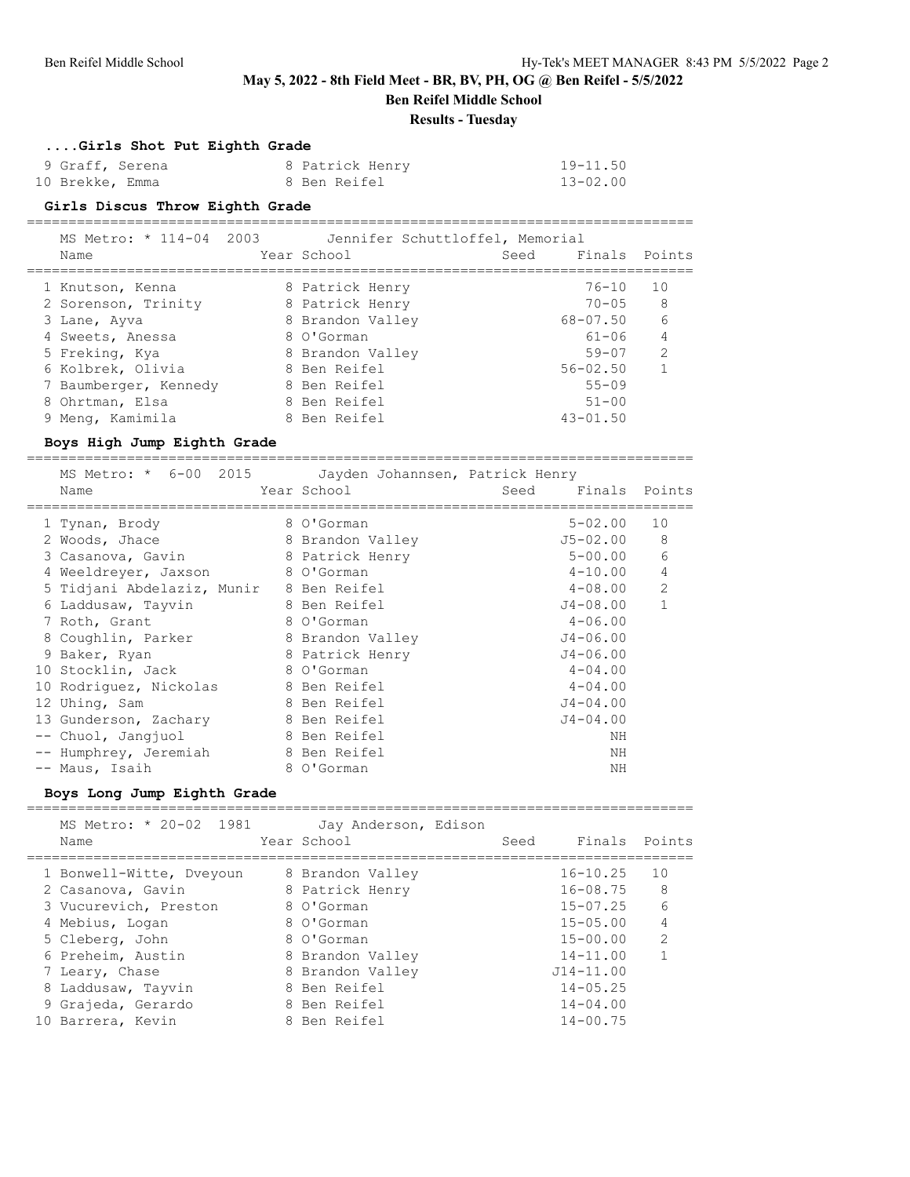**May 5, 2022 - 8th Field Meet - BR, BV, PH, OG @ Ben Reifel - 5/5/2022**

**Ben Reifel Middle School**

**Results - Tuesday**

### ....Girls Shot Put Eighth Grade

| Place | Name | Year | School | Seed | Finals | Points |
|---|---|---|---|---|---|---|
| 9 | Graff, Serena | 8 | Patrick Henry | | 19-11.50 | |
| 10 | Brekke, Emma | 8 | Ben Reifel | | 13-02.00 | |

### Girls Discus Throw Eighth Grade

MS Metro: * 114-04 2003 Jennifer Schuttloffel, Memorial

| Place | Name | Year | School | Seed | Finals | Points |
|---|---|---|---|---|---|---|
| 1 | Knutson, Kenna | 8 | Patrick Henry | | 76-10 | 10 |
| 2 | Sorenson, Trinity | 8 | Patrick Henry | | 70-05 | 8 |
| 3 | Lane, Ayva | 8 | Brandon Valley | | 68-07.50 | 6 |
| 4 | Sweets, Anessa | 8 | O'Gorman | | 61-06 | 4 |
| 5 | Freking, Kya | 8 | Brandon Valley | | 59-07 | 2 |
| 6 | Kolbrek, Olivia | 8 | Ben Reifel | | 56-02.50 | 1 |
| 7 | Baumberger, Kennedy | 8 | Ben Reifel | | 55-09 | |
| 8 | Ohrtman, Elsa | 8 | Ben Reifel | | 51-00 | |
| 9 | Meng, Kamimila | 8 | Ben Reifel | | 43-01.50 | |

### Boys High Jump Eighth Grade

MS Metro: * 6-00 2015 Jayden Johannsen, Patrick Henry

| Place | Name | Year | School | Seed | Finals | Points |
|---|---|---|---|---|---|---|
| 1 | Tynan, Brody | 8 | O'Gorman | | 5-02.00 | 10 |
| 2 | Woods, Jhace | 8 | Brandon Valley | | J5-02.00 | 8 |
| 3 | Casanova, Gavin | 8 | Patrick Henry | | 5-00.00 | 6 |
| 4 | Weeldreyer, Jaxson | 8 | O'Gorman | | 4-10.00 | 4 |
| 5 | Tidjani Abdelaziz, Munir | 8 | Ben Reifel | | 4-08.00 | 2 |
| 6 | Laddusaw, Tayvin | 8 | Ben Reifel | | J4-08.00 | 1 |
| 7 | Roth, Grant | 8 | O'Gorman | | 4-06.00 | |
| 8 | Coughlin, Parker | 8 | Brandon Valley | | J4-06.00 | |
| 9 | Baker, Ryan | 8 | Patrick Henry | | J4-06.00 | |
| 10 | Stocklin, Jack | 8 | O'Gorman | | 4-04.00 | |
| 10 | Rodriguez, Nickolas | 8 | Ben Reifel | | 4-04.00 | |
| 12 | Uhing, Sam | 8 | Ben Reifel | | J4-04.00 | |
| 13 | Gunderson, Zachary | 8 | Ben Reifel | | J4-04.00 | |
| -- | Chuol, Jangjuol | 8 | Ben Reifel | | NH | |
| -- | Humphrey, Jeremiah | 8 | Ben Reifel | | NH | |
| -- | Maus, Isaih | 8 | O'Gorman | | NH | |

### Boys Long Jump Eighth Grade

MS Metro: * 20-02 1981 Jay Anderson, Edison

| Place | Name | Year | School | Seed | Finals | Points |
|---|---|---|---|---|---|---|
| 1 | Bonwell-Witte, Dveyoun | 8 | Brandon Valley | | 16-10.25 | 10 |
| 2 | Casanova, Gavin | 8 | Patrick Henry | | 16-08.75 | 8 |
| 3 | Vucurevich, Preston | 8 | O'Gorman | | 15-07.25 | 6 |
| 4 | Mebius, Logan | 8 | O'Gorman | | 15-05.00 | 4 |
| 5 | Cleberg, John | 8 | O'Gorman | | 15-00.00 | 2 |
| 6 | Preheim, Austin | 8 | Brandon Valley | | 14-11.00 | 1 |
| 7 | Leary, Chase | 8 | Brandon Valley | | J14-11.00 | |
| 8 | Laddusaw, Tayvin | 8 | Ben Reifel | | 14-05.25 | |
| 9 | Grajeda, Gerardo | 8 | Ben Reifel | | 14-04.00 | |
| 10 | Barrera, Kevin | 8 | Ben Reifel | | 14-00.75 | |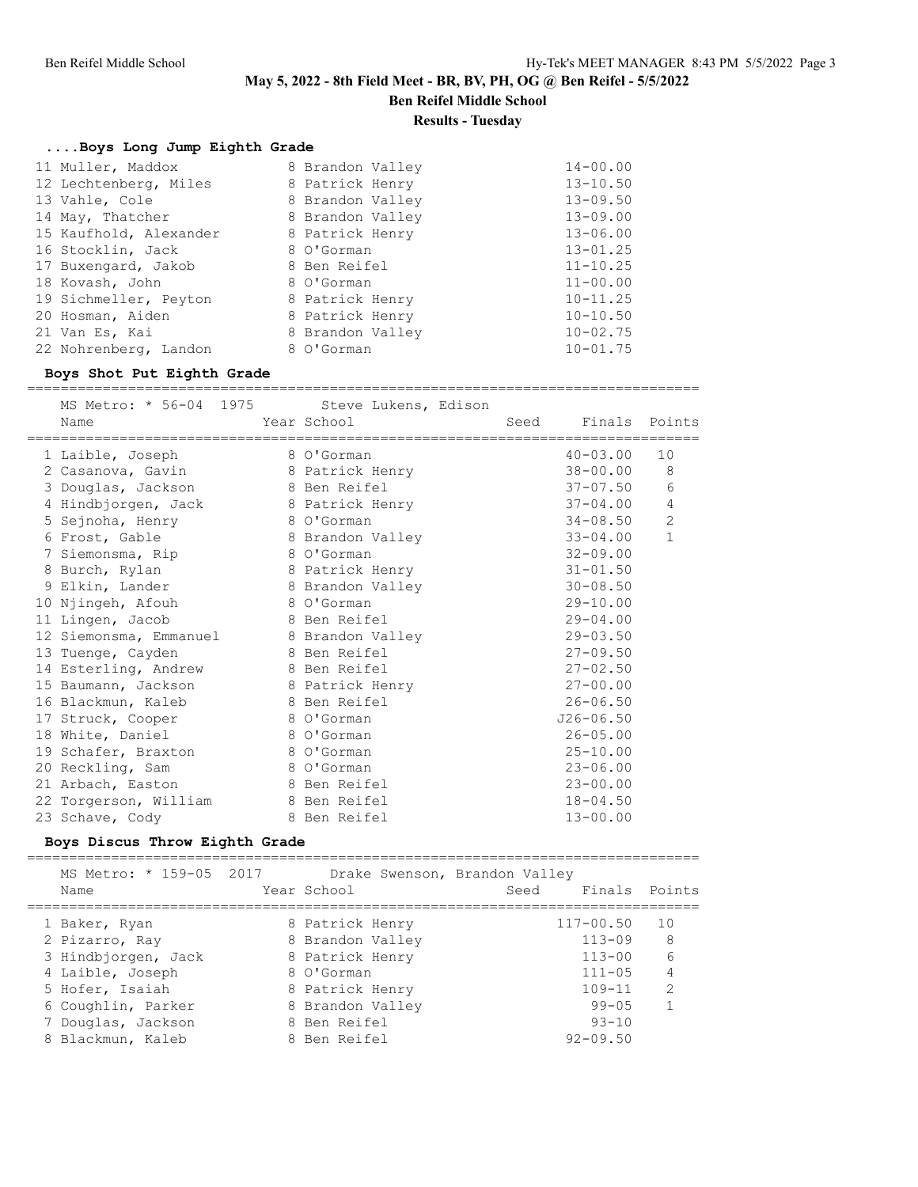## ....Boys Long Jump Eighth Grade

| Place | Name | Year | School | Finals |
|---|---|---|---|---|
| 11 | Muller, Maddox | 8 | Brandon Valley | 14-00.00 |
| 12 | Lechtenberg, Miles | 8 | Patrick Henry | 13-10.50 |
| 13 | Vahle, Cole | 8 | Brandon Valley | 13-09.50 |
| 14 | May, Thatcher | 8 | Brandon Valley | 13-09.00 |
| 15 | Kaufhold, Alexander | 8 | Patrick Henry | 13-06.00 |
| 16 | Stocklin, Jack | 8 | O'Gorman | 13-01.25 |
| 17 | Buxengard, Jakob | 8 | Ben Reifel | 11-10.25 |
| 18 | Kovash, John | 8 | O'Gorman | 11-00.00 |
| 19 | Sichmeller, Peyton | 8 | Patrick Henry | 10-11.25 |
| 20 | Hosman, Aiden | 8 | Patrick Henry | 10-10.50 |
| 21 | Van Es, Kai | 8 | Brandon Valley | 10-02.75 |
| 22 | Nohrenberg, Landon | 8 | O'Gorman | 10-01.75 |

## Boys Shot Put Eighth Grade

MS Metro: * 56-04 1975 Steve Lukens, Edison

| Place | Name | Year | School | Seed | Finals | Points |
|---|---|---|---|---|---|---|
| 1 | Laible, Joseph | 8 | O'Gorman | | 40-03.00 | 10 |
| 2 | Casanova, Gavin | 8 | Patrick Henry | | 38-00.00 | 8 |
| 3 | Douglas, Jackson | 8 | Ben Reifel | | 37-07.50 | 6 |
| 4 | Hindbjorgen, Jack | 8 | Patrick Henry | | 37-04.00 | 4 |
| 5 | Sejnoha, Henry | 8 | O'Gorman | | 34-08.50 | 2 |
| 6 | Frost, Gable | 8 | Brandon Valley | | 33-04.00 | 1 |
| 7 | Siemonsma, Rip | 8 | O'Gorman | | 32-09.00 | |
| 8 | Burch, Rylan | 8 | Patrick Henry | | 31-01.50 | |
| 9 | Elkin, Lander | 8 | Brandon Valley | | 30-08.50 | |
| 10 | Njingeh, Afouh | 8 | O'Gorman | | 29-10.00 | |
| 11 | Lingen, Jacob | 8 | Ben Reifel | | 29-04.00 | |
| 12 | Siemonsma, Emmanuel | 8 | Brandon Valley | | 29-03.50 | |
| 13 | Tuenge, Cayden | 8 | Ben Reifel | | 27-09.50 | |
| 14 | Esterling, Andrew | 8 | Ben Reifel | | 27-02.50 | |
| 15 | Baumann, Jackson | 8 | Patrick Henry | | 27-00.00 | |
| 16 | Blackmun, Kaleb | 8 | Ben Reifel | | 26-06.50 | |
| 17 | Struck, Cooper | 8 | O'Gorman | | J26-06.50 | |
| 18 | White, Daniel | 8 | O'Gorman | | 26-05.00 | |
| 19 | Schafer, Braxton | 8 | O'Gorman | | 25-10.00 | |
| 20 | Reckling, Sam | 8 | O'Gorman | | 23-06.00 | |
| 21 | Arbach, Easton | 8 | Ben Reifel | | 23-00.00 | |
| 22 | Torgerson, William | 8 | Ben Reifel | | 18-04.50 | |
| 23 | Schave, Cody | 8 | Ben Reifel | | 13-00.00 | |

## Boys Discus Throw Eighth Grade

MS Metro: * 159-05 2017 Drake Swenson, Brandon Valley

| Place | Name | Year | School | Seed | Finals | Points |
|---|---|---|---|---|---|---|
| 1 | Baker, Ryan | 8 | Patrick Henry | | 117-00.50 | 10 |
| 2 | Pizarro, Ray | 8 | Brandon Valley | | 113-09 | 8 |
| 3 | Hindbjorgen, Jack | 8 | Patrick Henry | | 113-00 | 6 |
| 4 | Laible, Joseph | 8 | O'Gorman | | 111-05 | 4 |
| 5 | Hofer, Isaiah | 8 | Patrick Henry | | 109-11 | 2 |
| 6 | Coughlin, Parker | 8 | Brandon Valley | | 99-05 | 1 |
| 7 | Douglas, Jackson | 8 | Ben Reifel | | 93-10 | |
| 8 | Blackmun, Kaleb | 8 | Ben Reifel | | 92-09.50 | |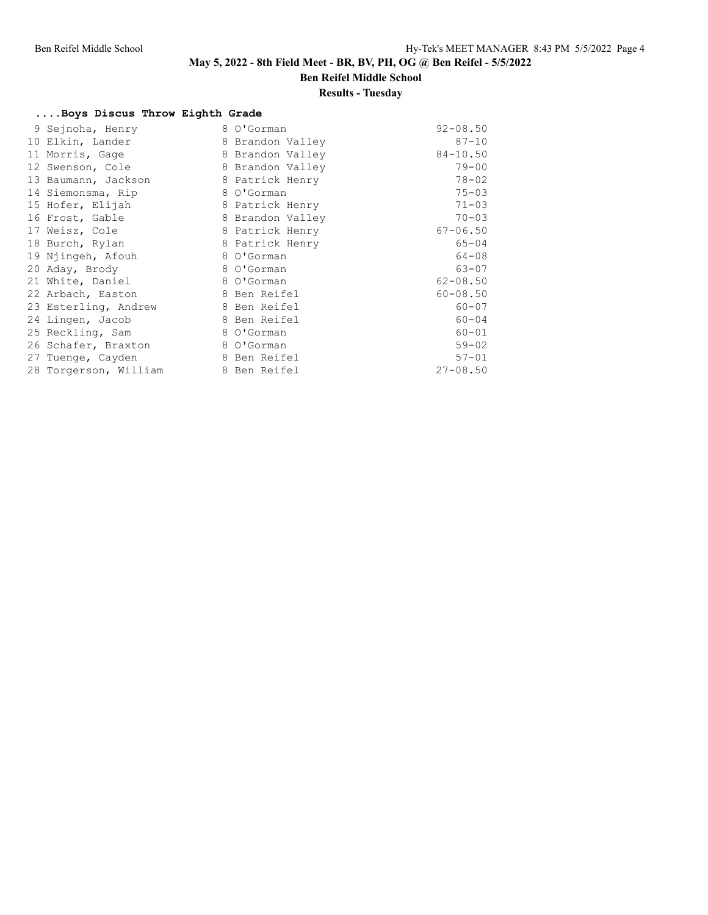May 5, 2022 - 8th Field Meet - BR, BV, PH, OG @ Ben Reifel - 5/5/2022

Ben Reifel Middle School

Results - Tuesday

### ....Boys Discus Throw Eighth Grade

| | | | | |
|---|---|---|---|---|
| 9 | Sejnoha, Henry | 8 | O'Gorman | 92-08.50 |
| 10 | Elkin, Lander | 8 | Brandon Valley | 87-10 |
| 11 | Morris, Gage | 8 | Brandon Valley | 84-10.50 |
| 12 | Swenson, Cole | 8 | Brandon Valley | 79-00 |
| 13 | Baumann, Jackson | 8 | Patrick Henry | 78-02 |
| 14 | Siemonsma, Rip | 8 | O'Gorman | 75-03 |
| 15 | Hofer, Elijah | 8 | Patrick Henry | 71-03 |
| 16 | Frost, Gable | 8 | Brandon Valley | 70-03 |
| 17 | Weisz, Cole | 8 | Patrick Henry | 67-06.50 |
| 18 | Burch, Rylan | 8 | Patrick Henry | 65-04 |
| 19 | Njingeh, Afouh | 8 | O'Gorman | 64-08 |
| 20 | Aday, Brody | 8 | O'Gorman | 63-07 |
| 21 | White, Daniel | 8 | O'Gorman | 62-08.50 |
| 22 | Arbach, Easton | 8 | Ben Reifel | 60-08.50 |
| 23 | Esterling, Andrew | 8 | Ben Reifel | 60-07 |
| 24 | Lingen, Jacob | 8 | Ben Reifel | 60-04 |
| 25 | Reckling, Sam | 8 | O'Gorman | 60-01 |
| 26 | Schafer, Braxton | 8 | O'Gorman | 59-02 |
| 27 | Tuenge, Cayden | 8 | Ben Reifel | 57-01 |
| 28 | Torgerson, William | 8 | Ben Reifel | 27-08.50 |